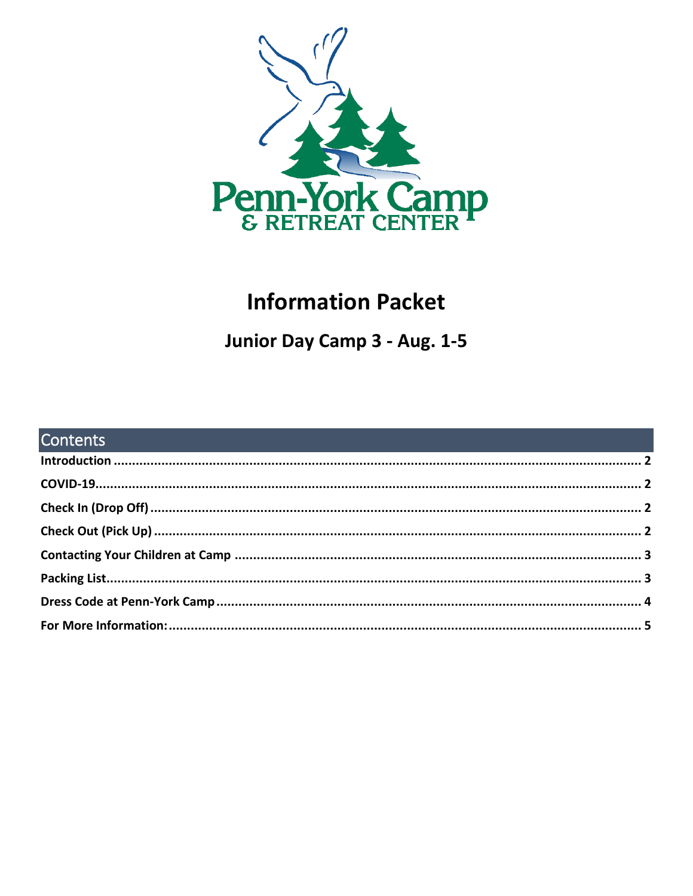Penn-York Camp
& RETREAT CENTER

# Information Packet

## Junior Day Camp 3 - Aug. 1-5

## Contents

| | |
|---|---|
| **Introduction** | **2** |
| **COVID-19** | **2** |
| **Check In (Drop Off)** | **2** |
| **Check Out (Pick Up)** | **2** |
| **Contacting Your Children at Camp** | **3** |
| **Packing List** | **3** |
| **Dress Code at Penn-York Camp** | **4** |
| **For More Information:** | **5** |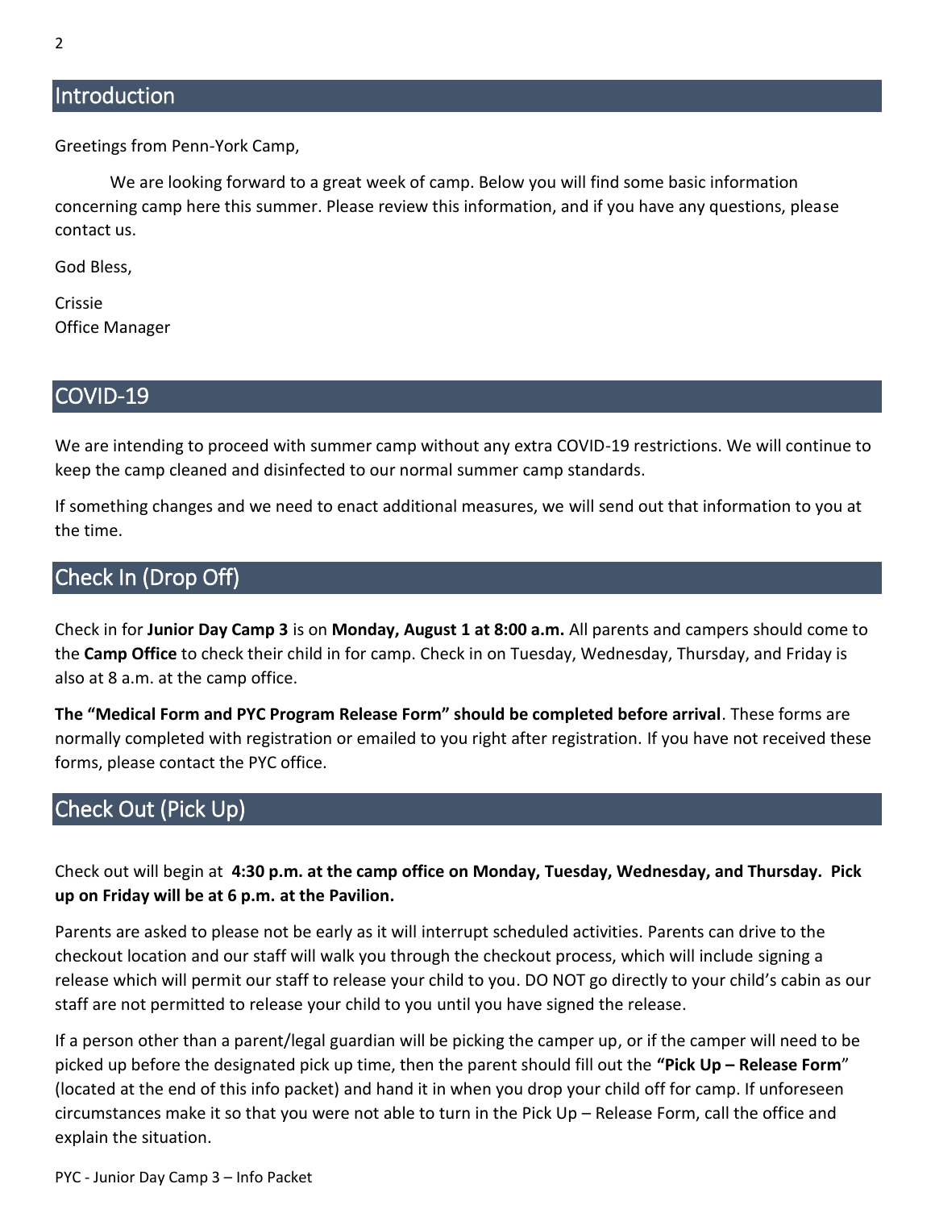## Introduction

Greetings from Penn-York Camp,

We are looking forward to a great week of camp. Below you will find some basic information concerning camp here this summer. Please review this information, and if you have any questions, please contact us.

God Bless,

Crissie
Office Manager

## COVID-19

We are intending to proceed with summer camp without any extra COVID-19 restrictions. We will continue to keep the camp cleaned and disinfected to our normal summer camp standards.

If something changes and we need to enact additional measures, we will send out that information to you at the time.

## Check In (Drop Off)

Check in for **Junior Day Camp 3** is on **Monday, August 1 at 8:00 a.m.** All parents and campers should come to the **Camp Office** to check their child in for camp. Check in on Tuesday, Wednesday, Thursday, and Friday is also at 8 a.m. at the camp office.

**The "Medical Form and PYC Program Release Form" should be completed before arrival**. These forms are normally completed with registration or emailed to you right after registration. If you have not received these forms, please contact the PYC office.

## Check Out (Pick Up)

Check out will begin at **4:30 p.m. at the camp office on Monday, Tuesday, Wednesday, and Thursday. Pick up on Friday will be at 6 p.m. at the Pavilion.**

Parents are asked to please not be early as it will interrupt scheduled activities. Parents can drive to the checkout location and our staff will walk you through the checkout process, which will include signing a release which will permit our staff to release your child to you. DO NOT go directly to your child's cabin as our staff are not permitted to release your child to you until you have signed the release.

If a person other than a parent/legal guardian will be picking the camper up, or if the camper will need to be picked up before the designated pick up time, then the parent should fill out the **"Pick Up – Release Form"** (located at the end of this info packet) and hand it in when you drop your child off for camp. If unforeseen circumstances make it so that you were not able to turn in the Pick Up – Release Form, call the office and explain the situation.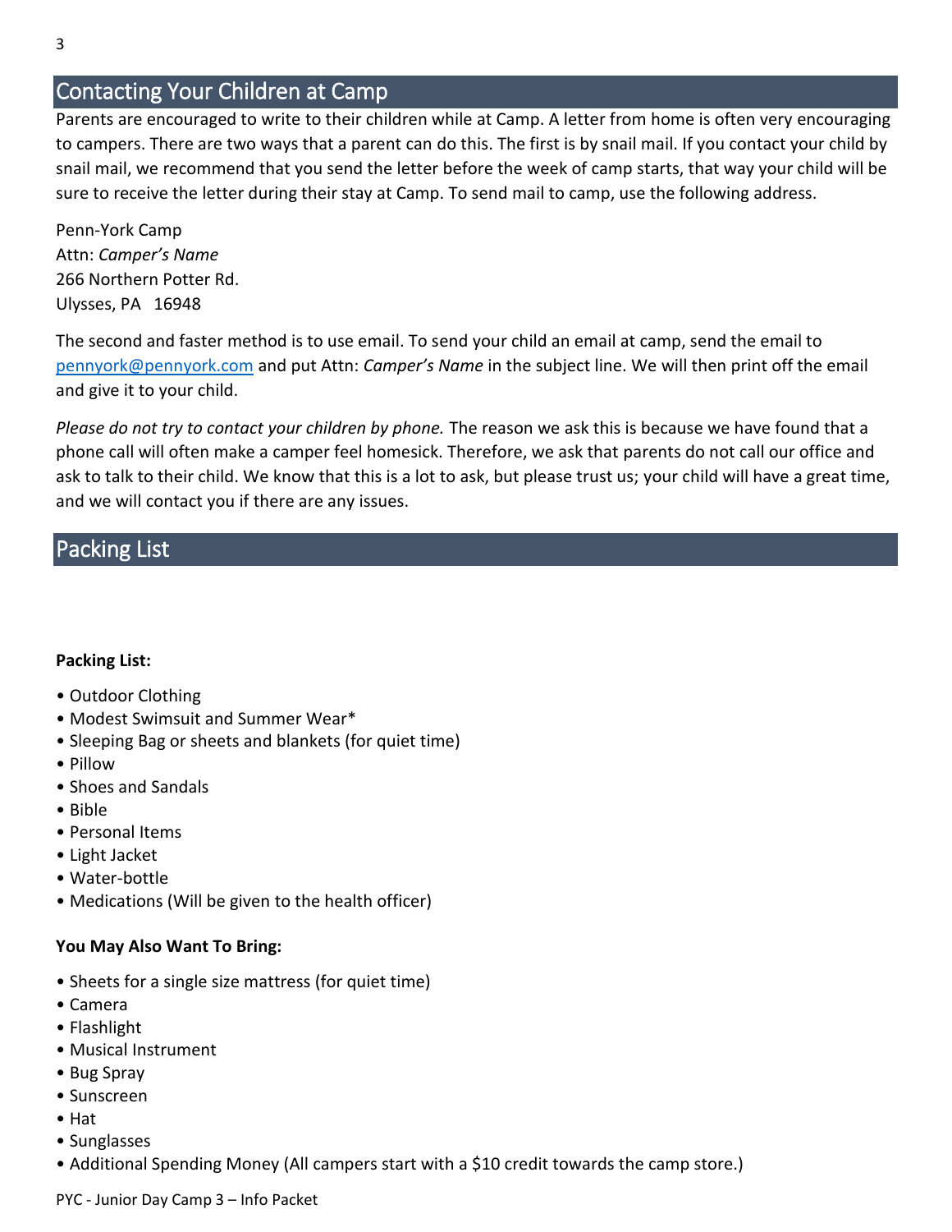## Contacting Your Children at Camp

Parents are encouraged to write to their children while at Camp. A letter from home is often very encouraging to campers. There are two ways that a parent can do this. The first is by snail mail. If you contact your child by snail mail, we recommend that you send the letter before the week of camp starts, that way your child will be sure to receive the letter during their stay at Camp. To send mail to camp, use the following address.

Penn-York Camp
Attn: *Camper's Name*
266 Northern Potter Rd.
Ulysses, PA 16948

The second and faster method is to use email. To send your child an email at camp, send the email to [pennyork@pennyork.com](mailto:pennyork@pennyork.com) and put Attn: *Camper's Name* in the subject line. We will then print off the email and give it to your child.

*Please do not try to contact your children by phone.* The reason we ask this is because we have found that a phone call will often make a camper feel homesick. Therefore, we ask that parents do not call our office and ask to talk to their child. We know that this is a lot to ask, but please trust us; your child will have a great time, and we will contact you if there are any issues.

## Packing List

**Packing List:**

- Outdoor Clothing
- Modest Swimsuit and Summer Wear*
- Sleeping Bag or sheets and blankets (for quiet time)
- Pillow
- Shoes and Sandals
- Bible
- Personal Items
- Light Jacket
- Water-bottle
- Medications (Will be given to the health officer)

**You May Also Want To Bring:**

- Sheets for a single size mattress (for quiet time)
- Camera
- Flashlight
- Musical Instrument
- Bug Spray
- Sunscreen
- Hat
- Sunglasses
- Additional Spending Money (All campers start with a $10 credit towards the camp store.)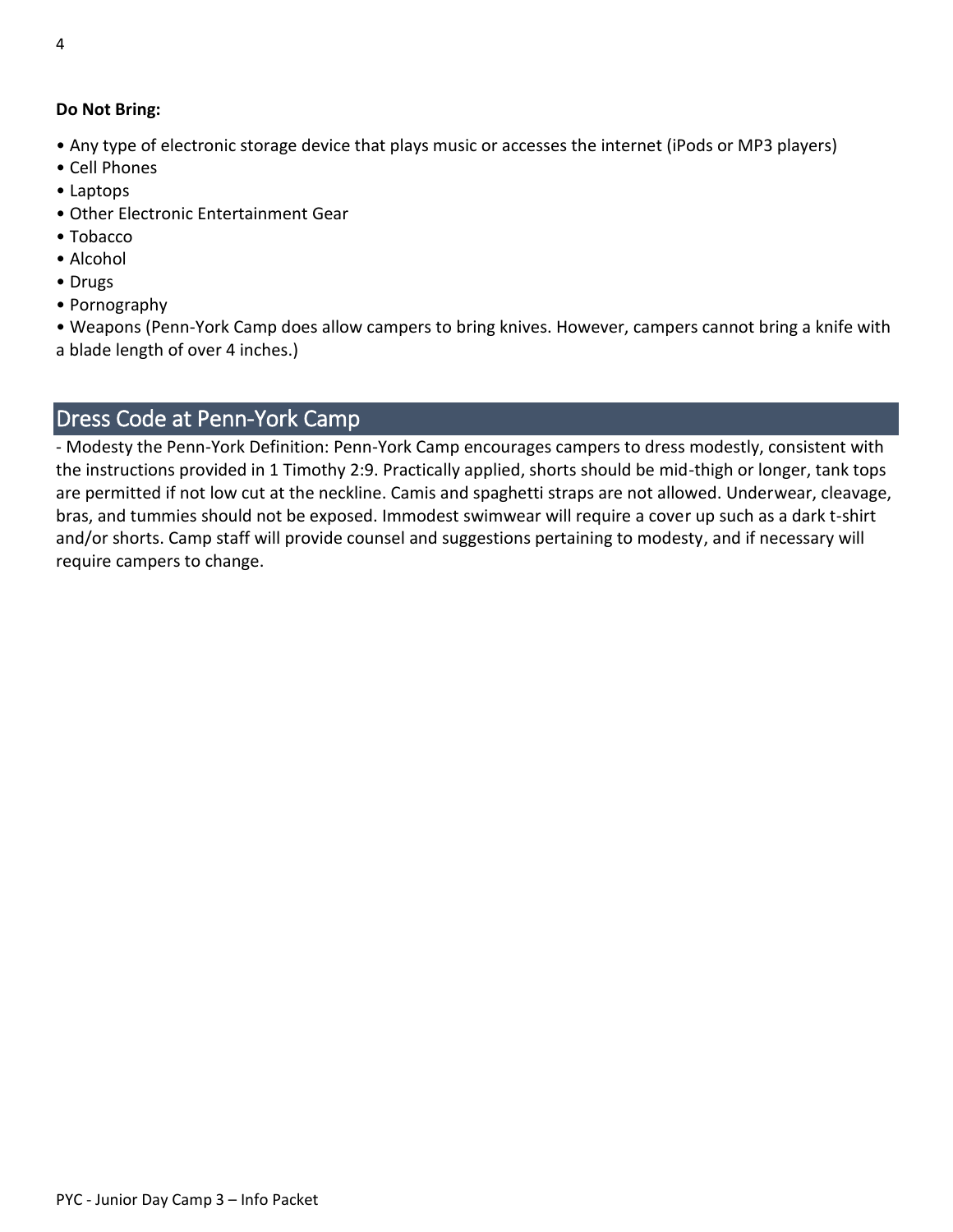**Do Not Bring:**

- Any type of electronic storage device that plays music or accesses the internet (iPods or MP3 players)
- Cell Phones
- Laptops
- Other Electronic Entertainment Gear
- Tobacco
- Alcohol
- Drugs
- Pornography
- Weapons (Penn-York Camp does allow campers to bring knives. However, campers cannot bring a knife with a blade length of over 4 inches.)

## Dress Code at Penn-York Camp

- Modesty the Penn-York Definition: Penn-York Camp encourages campers to dress modestly, consistent with the instructions provided in 1 Timothy 2:9. Practically applied, shorts should be mid-thigh or longer, tank tops are permitted if not low cut at the neckline. Camis and spaghetti straps are not allowed. Underwear, cleavage, bras, and tummies should not be exposed. Immodest swimwear will require a cover up such as a dark t-shirt and/or shorts. Camp staff will provide counsel and suggestions pertaining to modesty, and if necessary will require campers to change.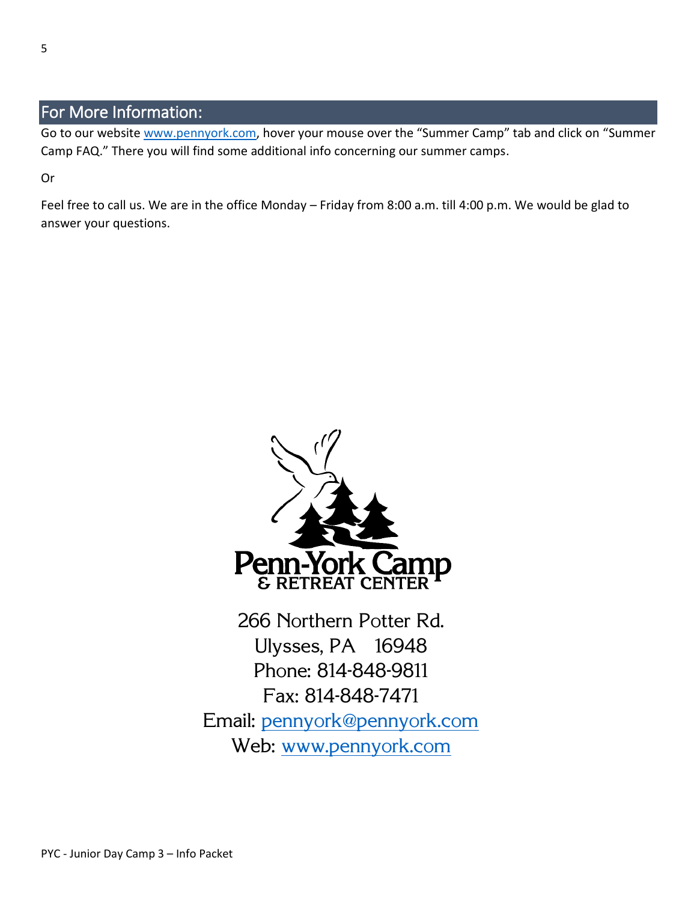## For More Information:

Go to our website www.pennyork.com, hover your mouse over the "Summer Camp" tab and click on "Summer Camp FAQ." There you will find some additional info concerning our summer camps.

Or

Feel free to call us. We are in the office Monday – Friday from 8:00 a.m. till 4:00 p.m. We would be glad to answer your questions.

Penn-York Camp & Retreat Center

266 Northern Potter Rd.
Ulysses, PA 16948
Phone: 814-848-9811
Fax: 814-848-7471
Email: pennyork@pennyork.com
Web: www.pennyork.com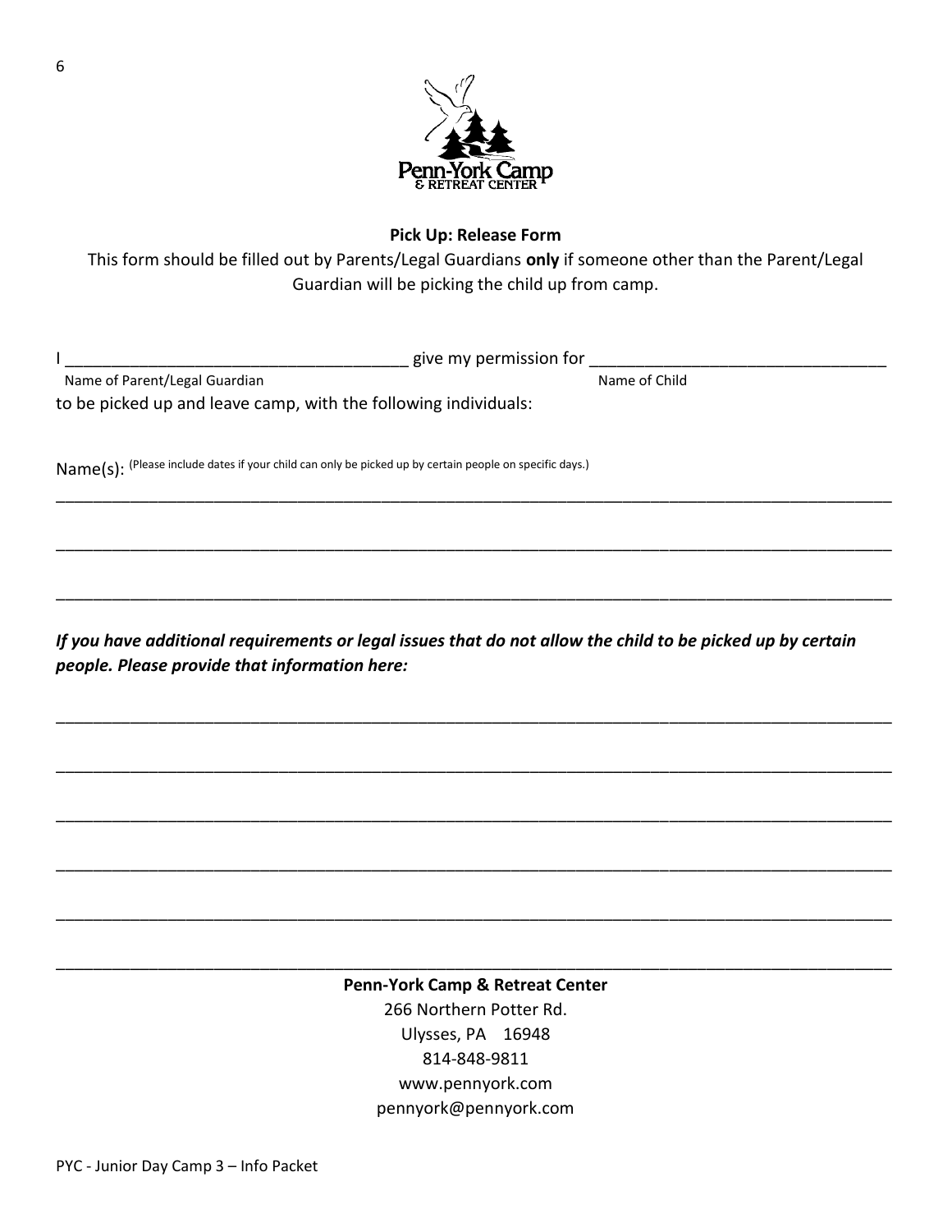**Pick Up: Release Form**

This form should be filled out by Parents/Legal Guardians **only** if someone other than the Parent/Legal Guardian will be picking the child up from camp.

I ____________________________________ give my permission for _______________________________

Name of Parent/Legal Guardian Name of Child

to be picked up and leave camp, with the following individuals:

Name(s): (Please include dates if your child can only be picked up by certain people on specific days.)

_______________________________________________________________________________

_______________________________________________________________________________

_______________________________________________________________________________

***If you have additional requirements or legal issues that do not allow the child to be picked up by certain people. Please provide that information here:***

_______________________________________________________________________________

_______________________________________________________________________________

_______________________________________________________________________________

_______________________________________________________________________________

_______________________________________________________________________________

_______________________________________________________________________________

**Penn-York Camp & Retreat Center**

266 Northern Potter Rd.
Ulysses, PA 16948
814-848-9811
www.pennyork.com
pennyork@pennyork.com

PYC - Junior Day Camp 3 – Info Packet